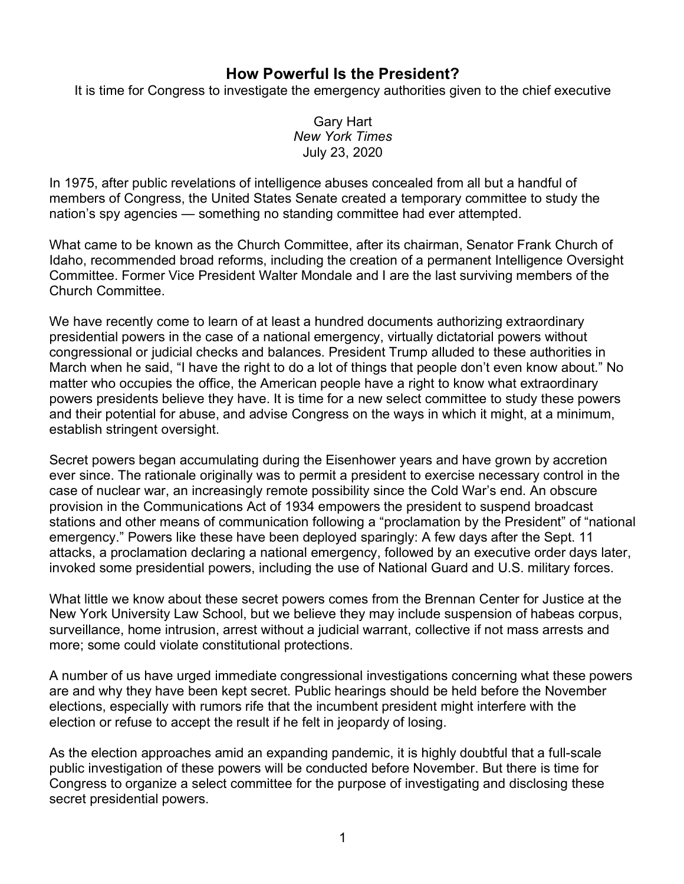# How Powerful Is the President?

It is time for Congress to investigate the emergency authorities given to the chief executive

Gary Hart
*New York Times*
July 23, 2020

In 1975, after public revelations of intelligence abuses concealed from all but a handful of members of Congress, the United States Senate created a temporary committee to study the nation's spy agencies — something no standing committee had ever attempted.

What came to be known as the Church Committee, after its chairman, Senator Frank Church of Idaho, recommended broad reforms, including the creation of a permanent Intelligence Oversight Committee. Former Vice President Walter Mondale and I are the last surviving members of the Church Committee.

We have recently come to learn of at least a hundred documents authorizing extraordinary presidential powers in the case of a national emergency, virtually dictatorial powers without congressional or judicial checks and balances. President Trump alluded to these authorities in March when he said, "I have the right to do a lot of things that people don't even know about." No matter who occupies the office, the American people have a right to know what extraordinary powers presidents believe they have. It is time for a new select committee to study these powers and their potential for abuse, and advise Congress on the ways in which it might, at a minimum, establish stringent oversight.

Secret powers began accumulating during the Eisenhower years and have grown by accretion ever since. The rationale originally was to permit a president to exercise necessary control in the case of nuclear war, an increasingly remote possibility since the Cold War's end. An obscure provision in the Communications Act of 1934 empowers the president to suspend broadcast stations and other means of communication following a "proclamation by the President" of "national emergency." Powers like these have been deployed sparingly: A few days after the Sept. 11 attacks, a proclamation declaring a national emergency, followed by an executive order days later, invoked some presidential powers, including the use of National Guard and U.S. military forces.

What little we know about these secret powers comes from the Brennan Center for Justice at the New York University Law School, but we believe they may include suspension of habeas corpus, surveillance, home intrusion, arrest without a judicial warrant, collective if not mass arrests and more; some could violate constitutional protections.

A number of us have urged immediate congressional investigations concerning what these powers are and why they have been kept secret. Public hearings should be held before the November elections, especially with rumors rife that the incumbent president might interfere with the election or refuse to accept the result if he felt in jeopardy of losing.

As the election approaches amid an expanding pandemic, it is highly doubtful that a full-scale public investigation of these powers will be conducted before November. But there is time for Congress to organize a select committee for the purpose of investigating and disclosing these secret presidential powers.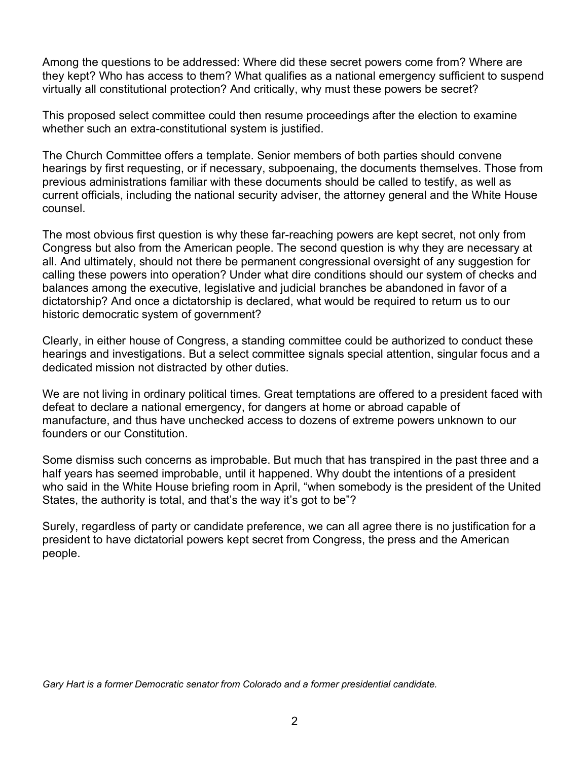Among the questions to be addressed: Where did these secret powers come from? Where are they kept? Who has access to them? What qualifies as a national emergency sufficient to suspend virtually all constitutional protection? And critically, why must these powers be secret?

This proposed select committee could then resume proceedings after the election to examine whether such an extra-constitutional system is justified.

The Church Committee offers a template. Senior members of both parties should convene hearings by first requesting, or if necessary, subpoenaing, the documents themselves. Those from previous administrations familiar with these documents should be called to testify, as well as current officials, including the national security adviser, the attorney general and the White House counsel.

The most obvious first question is why these far-reaching powers are kept secret, not only from Congress but also from the American people. The second question is why they are necessary at all. And ultimately, should not there be permanent congressional oversight of any suggestion for calling these powers into operation? Under what dire conditions should our system of checks and balances among the executive, legislative and judicial branches be abandoned in favor of a dictatorship? And once a dictatorship is declared, what would be required to return us to our historic democratic system of government?

Clearly, in either house of Congress, a standing committee could be authorized to conduct these hearings and investigations. But a select committee signals special attention, singular focus and a dedicated mission not distracted by other duties.

We are not living in ordinary political times. Great temptations are offered to a president faced with defeat to declare a national emergency, for dangers at home or abroad capable of manufacture, and thus have unchecked access to dozens of extreme powers unknown to our founders or our Constitution.

Some dismiss such concerns as improbable. But much that has transpired in the past three and a half years has seemed improbable, until it happened. Why doubt the intentions of a president who said in the White House briefing room in April, "when somebody is the president of the United States, the authority is total, and that's the way it's got to be"?

Surely, regardless of party or candidate preference, we can all agree there is no justification for a president to have dictatorial powers kept secret from Congress, the press and the American people.

*Gary Hart is a former Democratic senator from Colorado and a former presidential candidate.*